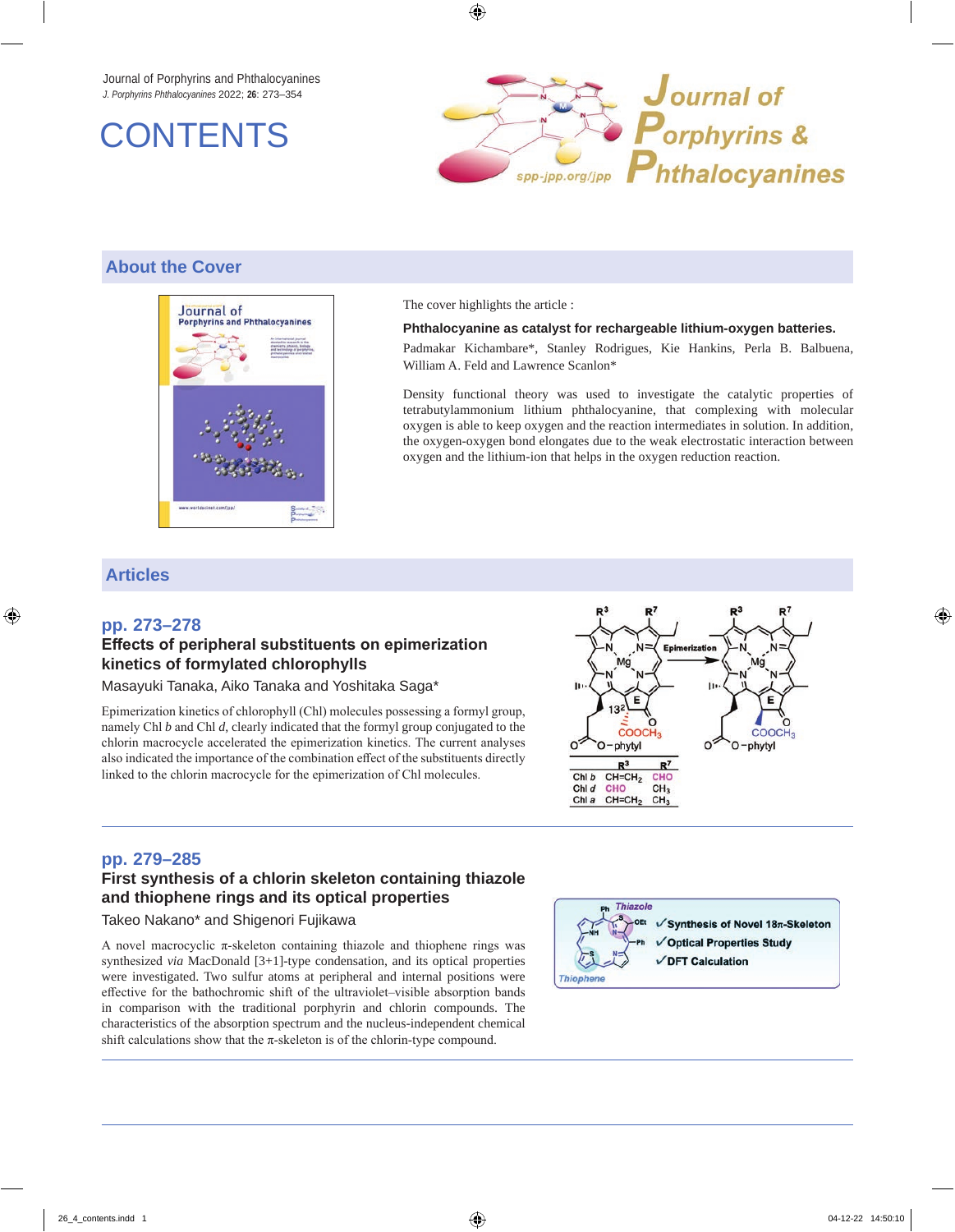Journal of Porphyrins and Phthalocyanines
*J. Porphyrins Phthalocyanines* 2022; **26**: 273–354

# CONTENTS

## About the Cover

The cover highlights the article :

**Phthalocyanine as catalyst for rechargeable lithium-oxygen batteries.**

Padmakar Kichambare*, Stanley Rodrigues, Kie Hankins, Perla B. Balbuena, William A. Feld and Lawrence Scanlon*

Density functional theory was used to investigate the catalytic properties of tetrabutylammonium lithium phthalocyanine, that complexing with molecular oxygen is able to keep oxygen and the reaction intermediates in solution. In addition, the oxygen-oxygen bond elongates due to the weak electrostatic interaction between oxygen and the lithium-ion that helps in the oxygen reduction reaction.

## Articles

### pp. 273–278

**Effects of peripheral substituents on epimerization kinetics of formylated chlorophylls**

Masayuki Tanaka, Aiko Tanaka and Yoshitaka Saga*

Epimerization kinetics of chlorophyll (Chl) molecules possessing a formyl group, namely Chl *b* and Chl *d*, clearly indicated that the formyl group conjugated to the chlorin macrocycle accelerated the epimerization kinetics. The current analyses also indicated the importance of the combination effect of the substituents directly linked to the chlorin macrocycle for the epimerization of Chl molecules.

| | $R^3$ | $R^7$ |
|---|---|---|
| Chl *b* | $CH{=}CH_2$ | CHO |
| Chl *d* | CHO | $CH_3$ |
| Chl *a* | $CH{=}CH_2$ | $CH_3$ |

### pp. 279–285

**First synthesis of a chlorin skeleton containing thiazole and thiophene rings and its optical properties**

Takeo Nakano* and Shigenori Fujikawa

A novel macrocyclic π-skeleton containing thiazole and thiophene rings was synthesized *via* MacDonald [3+1]-type condensation, and its optical properties were investigated. Two sulfur atoms at peripheral and internal positions were effective for the bathochromic shift of the ultraviolet–visible absorption bands in comparison with the traditional porphyrin and chlorin compounds. The characteristics of the absorption spectrum and the nucleus-independent chemical shift calculations show that the π-skeleton is of the chlorin-type compound.

✓Synthesis of Novel 18π-Skeleton
✓Optical Properties Study
✓DFT Calculation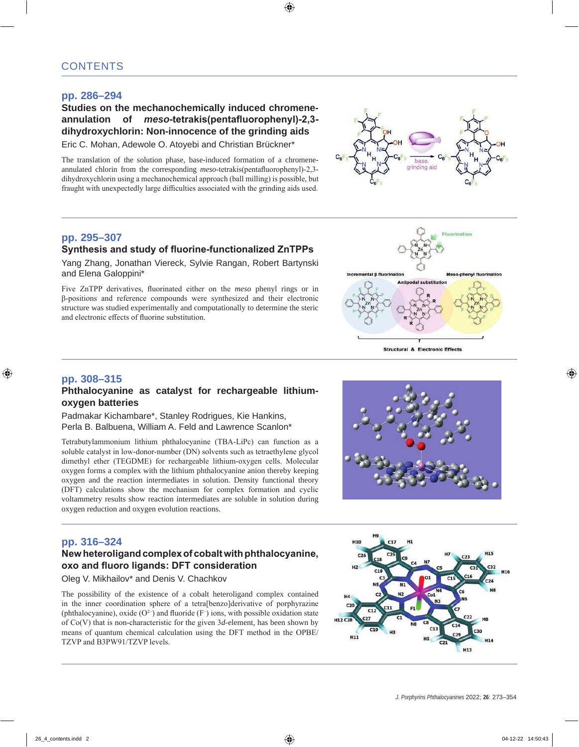# CONTENTS

## pp. 286–294

### Studies on the mechanochemically induced chromene-annulation of *meso*-tetrakis(pentafluorophenyl)-2,3-dihydroxychlorin: Non-innocence of the grinding aids

Eric C. Mohan, Adewole O. Atoyebi and Christian Brückner*

The translation of the solution phase, base-induced formation of a chromene-annulated chlorin from the corresponding *meso*-tetrakis(pentafluorophenyl)-2,3-dihydroxychlorin using a mechanochemical approach (ball milling) is possible, but fraught with unexpectedly large difficulties associated with the grinding aids used.

## pp. 295–307

### Synthesis and study of fluorine-functionalized ZnTPPs

Yang Zhang, Jonathan Viereck, Sylvie Rangan, Robert Bartynski and Elena Galoppini*

Five ZnTPP derivatives, fluorinated either on the *meso* phenyl rings or in β-positions and reference compounds were synthesized and their electronic structure was studied experimentally and computationally to determine the steric and electronic effects of fluorine substitution.

## pp. 308–315

### Phthalocyanine as catalyst for rechargeable lithium-oxygen batteries

Padmakar Kichambare*, Stanley Rodrigues, Kie Hankins, Perla B. Balbuena, William A. Feld and Lawrence Scanlon*

Tetrabutylammonium lithium phthalocyanine (TBA-LiPc) can function as a soluble catalyst in low-donor-number (DN) solvents such as tetraethylene glycol dimethyl ether (TEGDME) for rechargeable lithium-oxygen cells. Molecular oxygen forms a complex with the lithium phthalocyanine anion thereby keeping oxygen and the reaction intermediates in solution. Density functional theory (DFT) calculations show the mechanism for complex formation and cyclic voltammetry results show reaction intermediates are soluble in solution during oxygen reduction and oxygen evolution reactions.

## pp. 316–324

### New heteroligand complex of cobalt with phthalocyanine, oxo and fluoro ligands: DFT consideration

Oleg V. Mikhailov* and Denis V. Chachkov

The possibility of the existence of a cobalt heteroligand complex contained in the inner coordination sphere of a tetra[benzo]derivative of porphyrazine (phthalocyanine), oxide ($O^{2-}$) and fluoride ($F^{-}$) ions, with possible oxidation state of Co(V) that is non-characteristic for the given 3*d*-element, has been shown by means of quantum chemical calculation using the DFT method in the OPBE/TZVP and B3PW91/TZVP levels.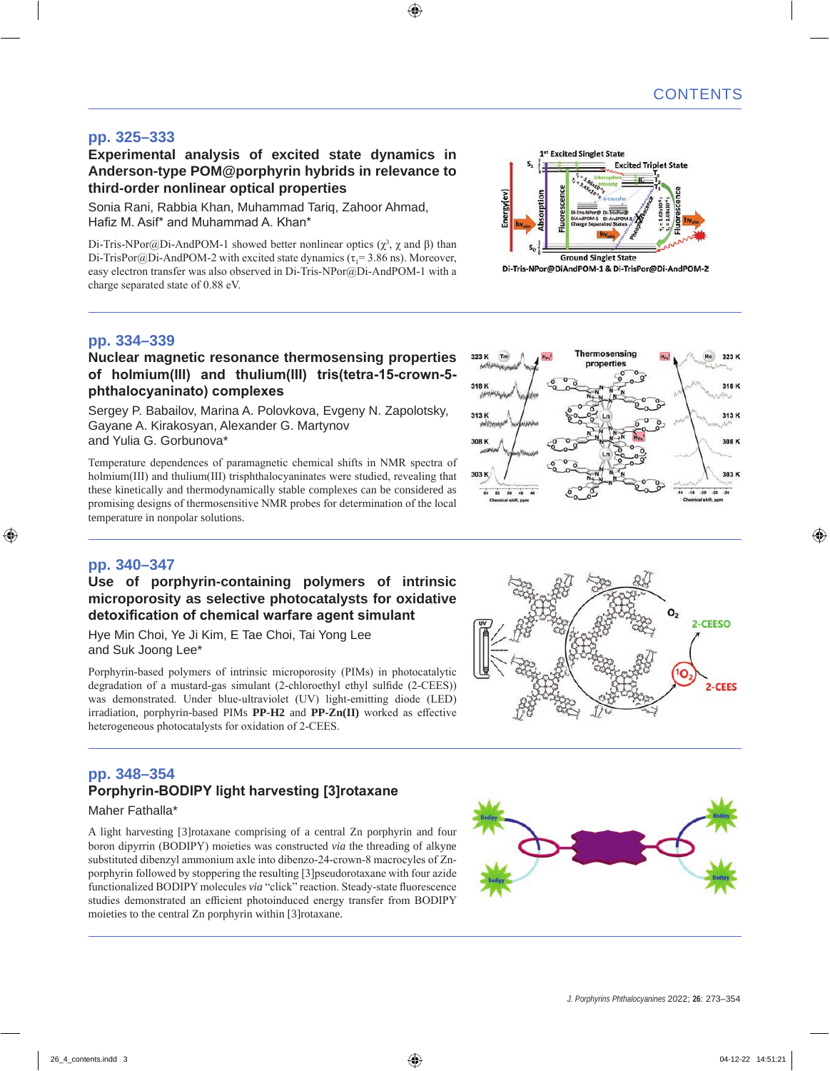# CONTENTS

## pp. 325–333

### Experimental analysis of excited state dynamics in Anderson-type POM@porphyrin hybrids in relevance to third-order nonlinear optical properties

Sonia Rani, Rabbia Khan, Muhammad Tariq, Zahoor Ahmad, Hafiz M. Asif* and Muhammad A. Khan*

Di-Tris-NPor@Di-AndPOM-1 showed better nonlinear optics ($\chi^3$, $\chi$ and $\beta$) than Di-TrisPor@Di-AndPOM-2 with excited state dynamics ($\tau_1$ = 3.86 ns). Moreover, easy electron transfer was also observed in Di-Tris-NPor@Di-AndPOM-1 with a charge separated state of 0.88 eV.

## pp. 334–339

### Nuclear magnetic resonance thermosensing properties of holmium(III) and thulium(III) tris(tetra-15-crown-5-phthalocyaninato) complexes

Sergey P. Babailov, Marina A. Polovkova, Evgeny N. Zapolotsky, Gayane A. Kirakosyan, Alexander G. Martynov and Yulia G. Gorbunova*

Temperature dependences of paramagnetic chemical shifts in NMR spectra of holmium(III) and thulium(III) trisphthalocyaninates were studied, revealing that these kinetically and thermodynamically stable complexes can be considered as promising designs of thermosensitive NMR probes for determination of the local temperature in nonpolar solutions.

## pp. 340–347

### Use of porphyrin-containing polymers of intrinsic microporosity as selective photocatalysts for oxidative detoxification of chemical warfare agent simulant

Hye Min Choi, Ye Ji Kim, E Tae Choi, Tai Yong Lee and Suk Joong Lee*

Porphyrin-based polymers of intrinsic microporosity (PIMs) in photocatalytic degradation of a mustard-gas simulant (2-chloroethyl ethyl sulfide (2-CEES)) was demonstrated. Under blue-ultraviolet (UV) light-emitting diode (LED) irradiation, porphyrin-based PIMs **PP-H2** and **PP-Zn(II)** worked as effective heterogeneous photocatalysts for oxidation of 2-CEES.

## pp. 348–354

### Porphyrin-BODIPY light harvesting [3]rotaxane

Maher Fathalla*

A light harvesting [3]rotaxane comprising of a central Zn porphyrin and four boron dipyrrin (BODIPY) moieties was constructed *via* the threading of alkyne substituted dibenzyl ammonium axle into dibenzo-24-crown-8 macrocyles of Zn-porphyrin followed by stoppering the resulting [3]pseudorotaxane with four azide functionalized BODIPY molecules *via* "click" reaction. Steady-state fluorescence studies demonstrated an efficient photoinduced energy transfer from BODIPY moieties to the central Zn porphyrin within [3]rotaxane.